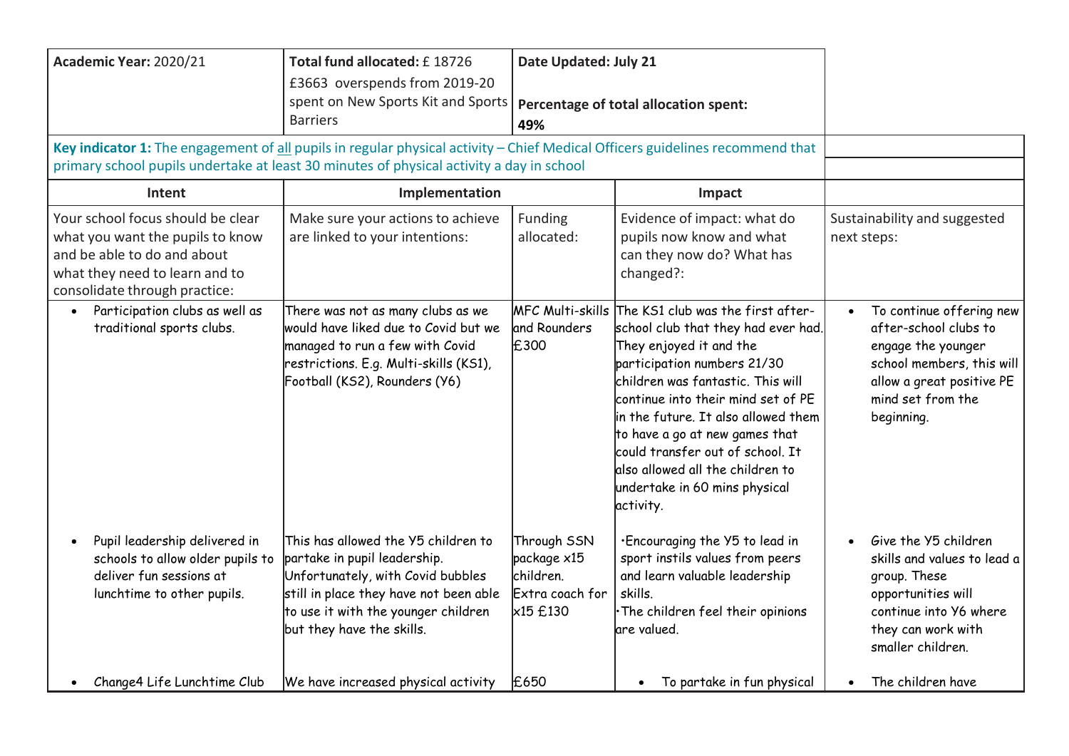| **Academic Year:** 2020/21 | **Total fund allocated:** £ 18726<br>£3663 overspends from 2019-20 spent on New Sports Kit and Sports Barriers | **Date Updated: July 21**<br><br>**Percentage of total allocation spent: 49%** | | |
|---|---|---|---|---|
| **Key indicator 1:** The engagement of all pupils in regular physical activity – Chief Medical Officers guidelines recommend that primary school pupils undertake at least 30 minutes of physical activity a day in school | | | | |
| **Intent** | **Implementation** | | **Impact** | |
| Your school focus should be clear what you want the pupils to know and be able to do and about what they need to learn and to consolidate through practice: | Make sure your actions to achieve are linked to your intentions: | Funding allocated: | Evidence of impact: what do pupils now know and what can they now do? What has changed?: | Sustainability and suggested next steps: |
| • Participation clubs as well as traditional sports clubs. | There was not as many clubs as we would have liked due to Covid but we managed to run a few with Covid restrictions. E.g. Multi-skills (KS1), Football (KS2), Rounders (Y6) | MFC Multi-skills and Rounders £300 | The KS1 club was the first after-school club that they had ever had. They enjoyed it and the participation numbers 21/30 children was fantastic. This will continue into their mind set of PE in the future. It also allowed them to have a go at new games that could transfer out of school. It also allowed all the children to undertake in 60 mins physical activity. | • To continue offering new after-school clubs to engage the younger school members, this will allow a great positive PE mind set from the beginning. |
| • Pupil leadership delivered in schools to allow older pupils to deliver fun sessions at lunchtime to other pupils. | This has allowed the Y5 children to partake in pupil leadership. Unfortunately, with Covid bubbles still in place they have not been able to use it with the younger children but they have the skills. | Through SSN package x15 children. Extra coach for x15 £130 | ·Encouraging the Y5 to lead in sport instils values from peers and learn valuable leadership skills.<br>·The children feel their opinions are valued. | • Give the Y5 children skills and values to lead a group. These opportunities will continue into Y6 where they can work with smaller children. |
| • Change4 Life Lunchtime Club | We have increased physical activity | £650 | • To partake in fun physical | • The children have |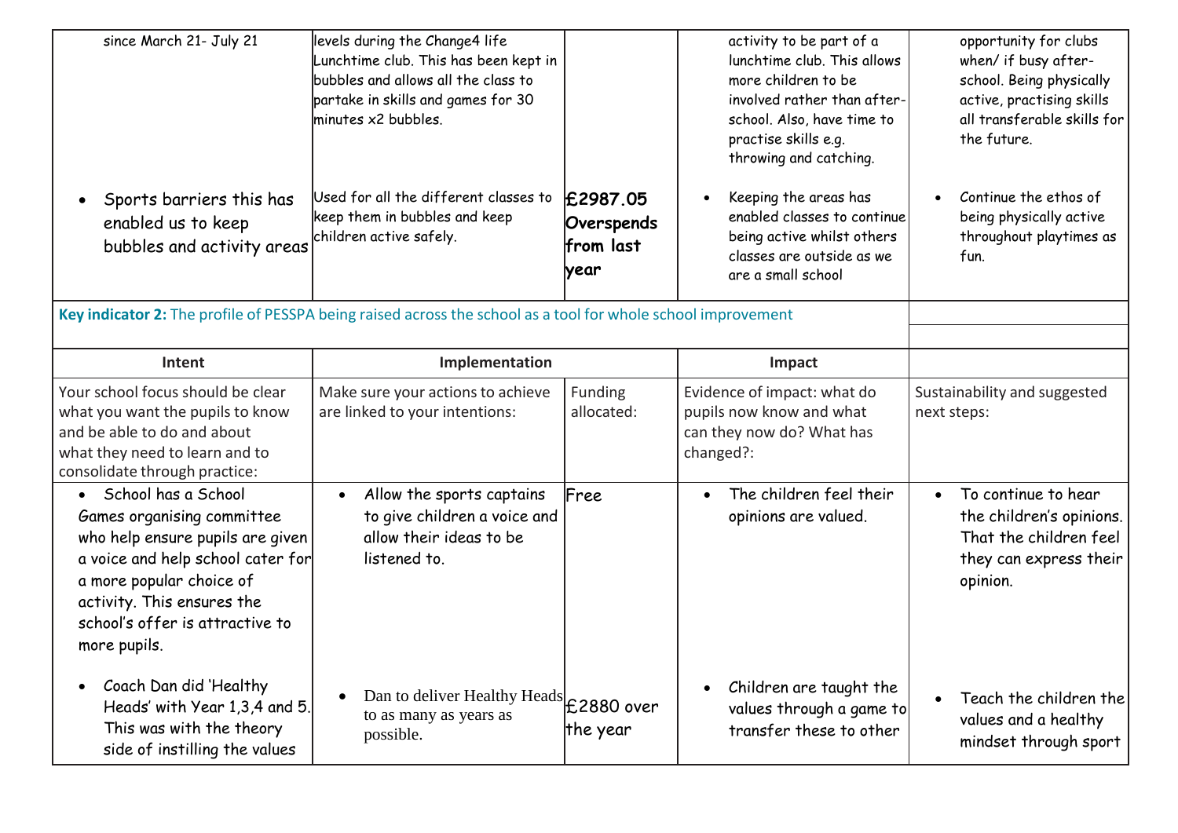| | | | | |
|---|---|---|---|---|
| since March 21- July 21 | levels during the Change4 life Lunchtime club. This has been kept in bubbles and allows all the class to partake in skills and games for 30 minutes x2 bubbles. | | activity to be part of a lunchtime club. This allows more children to be involved rather than after-school. Also, have time to practise skills e.g. throwing and catching. | opportunity for clubs when/ if busy after-school. Being physically active, practising skills all transferable skills for the future. |
| • Sports barriers this has enabled us to keep bubbles and activity areas | Used for all the different classes to keep them in bubbles and keep children active safely. | **£2987.05 Overspends from last year** | • Keeping the areas has enabled classes to continue being active whilst others classes are outside as we are a small school | • Continue the ethos of being physically active throughout playtimes as fun. |

**Key indicator 2:** The profile of PESSPA being raised across the school as a tool for whole school improvement

| Intent | Implementation | | Impact | |
|---|---|---|---|---|
| Your school focus should be clear what you want the pupils to know and be able to do and about what they need to learn and to consolidate through practice: | Make sure your actions to achieve are linked to your intentions: | Funding allocated: | Evidence of impact: what do pupils now know and what can they now do? What has changed?: | Sustainability and suggested next steps: |
| • School has a School Games organising committee who help ensure pupils are given a voice and help school cater for a more popular choice of activity. This ensures the school's offer is attractive to more pupils. | • Allow the sports captains to give children a voice and allow their ideas to be listened to. | Free | • The children feel their opinions are valued. | • To continue to hear the children's opinions. That the children feel they can express their opinion. |
| • Coach Dan did 'Healthy Heads' with Year 1,3,4 and 5. This was with the theory side of instilling the values | • Dan to deliver Healthy Heads to as many as years as possible. | £2880 over the year | • Children are taught the values through a game to transfer these to other | • Teach the children the values and a healthy mindset through sport |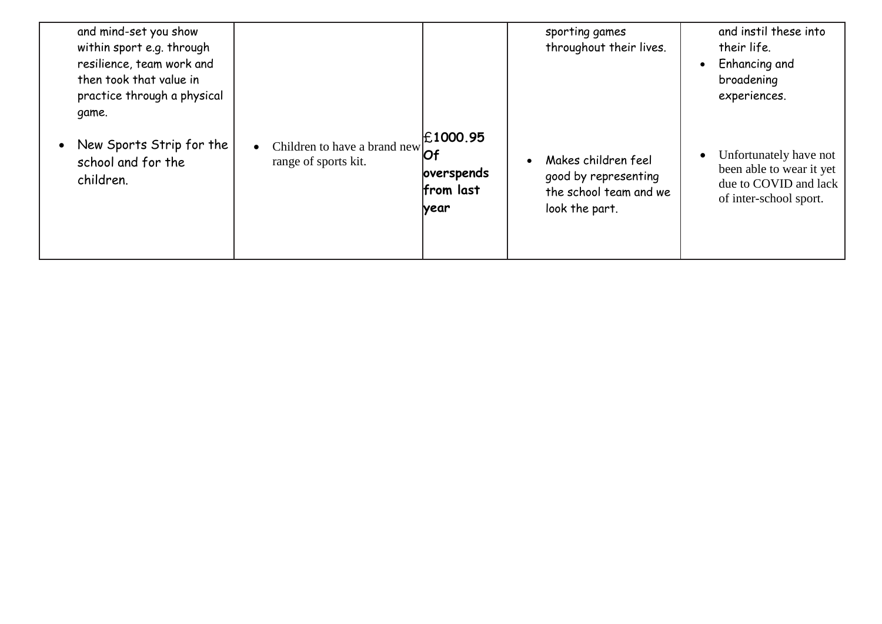| | | | | |
|---|---|---|---|---|
| and mind-set you show within sport e.g. through resilience, team work and then took that value in practice through a physical game.<br><br>• New Sports Strip for the school and for the children. | • Children to have a brand new range of sports kit. | £**1000.95 Of overspends from last year** | sporting games throughout their lives.<br><br>• Makes children feel good by representing the school team and we look the part. | and instil these into their life.<br>• Enhancing and broadening experiences.<br><br>• Unfortunately have not been able to wear it yet due to COVID and lack of inter-school sport. |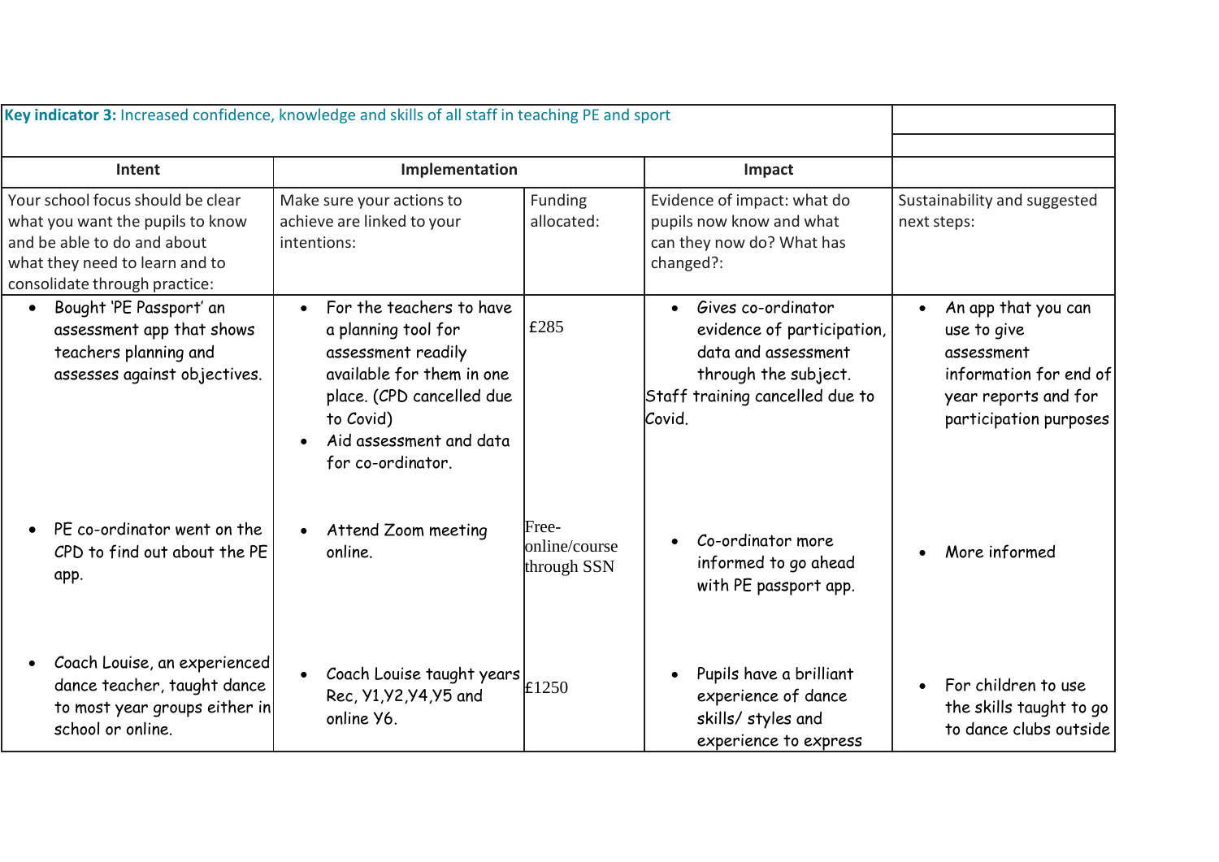| **Key indicator 3:** Increased confidence, knowledge and skills of all staff in teaching PE and sport | | | | |
|---|---|---|---|---|
| **Intent** | **Implementation** | | **Impact** | |
| Your school focus should be clear what you want the pupils to know and be able to do and about what they need to learn and to consolidate through practice: | Make sure your actions to achieve are linked to your intentions: | Funding allocated: | Evidence of impact: what do pupils now know and what can they now do? What has changed?: | Sustainability and suggested next steps: |
| • Bought 'PE Passport' an assessment app that shows teachers planning and assesses against objectives. | • For the teachers to have a planning tool for assessment readily available for them in one place. (CPD cancelled due to Covid)<br>• Aid assessment and data for co-ordinator. | £285 | • Gives co-ordinator evidence of participation, data and assessment through the subject.<br>Staff training cancelled due to Covid. | • An app that you can use to give assessment information for end of year reports and for participation purposes |
| • PE co-ordinator went on the CPD to find out about the PE app. | • Attend Zoom meeting online. | Free-online/course through SSN | • Co-ordinator more informed to go ahead with PE passport app. | • More informed |
| • Coach Louise, an experienced dance teacher, taught dance to most year groups either in school or online. | • Coach Louise taught years Rec, Y1,Y2,Y4,Y5 and online Y6. | £1250 | • Pupils have a brilliant experience of dance skills/ styles and experience to express | • For children to use the skills taught to go to dance clubs outside |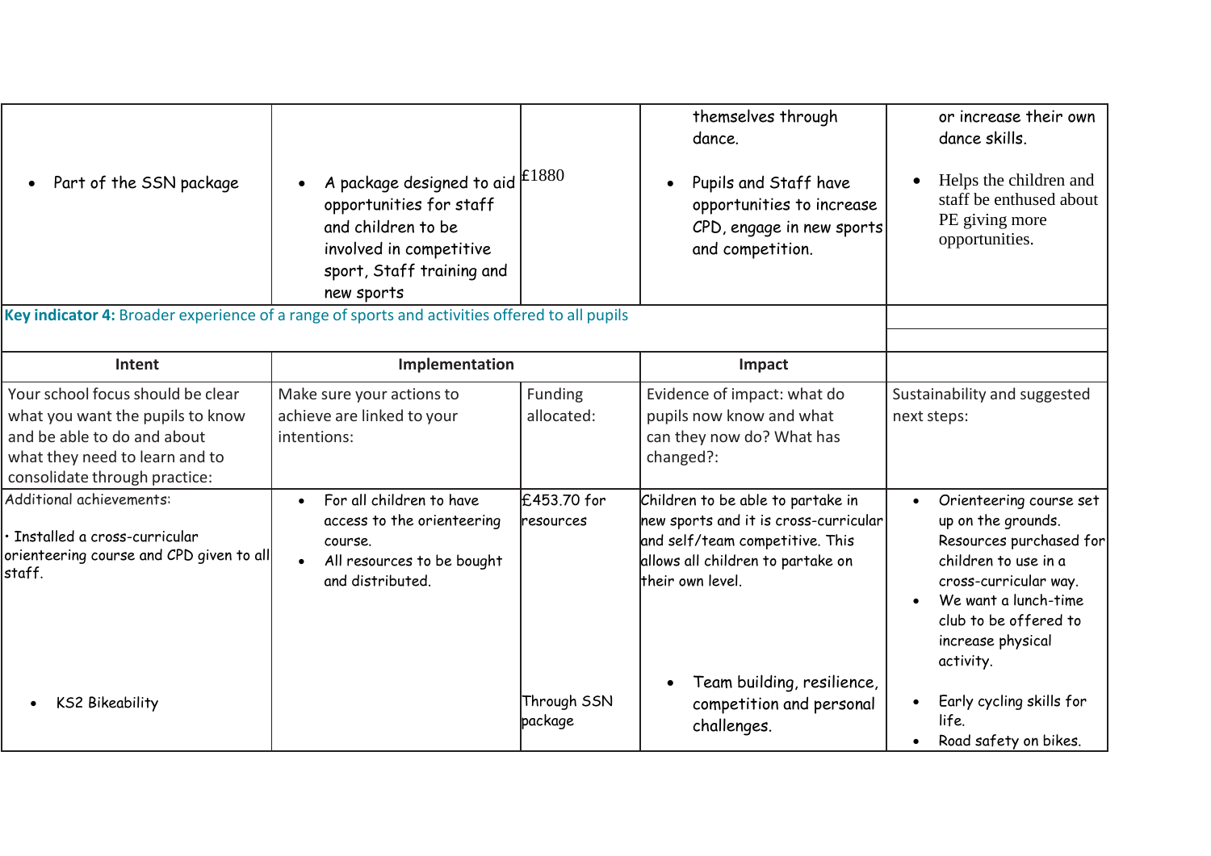| | | | | |
|---|---|---|---|---|
| • Part of the SSN package | • A package designed to aid opportunities for staff and children to be involved in competitive sport, Staff training and new sports | £1880 | themselves through dance.<br>• Pupils and Staff have opportunities to increase CPD, engage in new sports and competition. | or increase their own dance skills.<br>• Helps the children and staff be enthused about PE giving more opportunities. |

| **Key indicator 4:** Broader experience of a range of sports and activities offered to all pupils | | | | |
|---|---|---|---|---|
| **Intent** | **Implementation** | | **Impact** | |
| Your school focus should be clear what you want the pupils to know and be able to do and about what they need to learn and to consolidate through practice: | Make sure your actions to achieve are linked to your intentions: | Funding allocated: | Evidence of impact: what do pupils now know and what can they now do? What has changed?: | Sustainability and suggested next steps: |
| Additional achievements:<br>· Installed a cross-curricular orienteering course and CPD given to all staff. | • For all children to have access to the orienteering course.<br>• All resources to be bought and distributed. | £453.70 for resources | Children to be able to partake in new sports and it is cross-curricular and self/team competitive. This allows all children to partake on their own level. | • Orienteering course set up on the grounds. Resources purchased for children to use in a cross-curricular way.<br>• We want a lunch-time club to be offered to increase physical activity. |
| • KS2 Bikeability | | Through SSN package | • Team building, resilience, competition and personal challenges. | • Early cycling skills for life.<br>• Road safety on bikes. |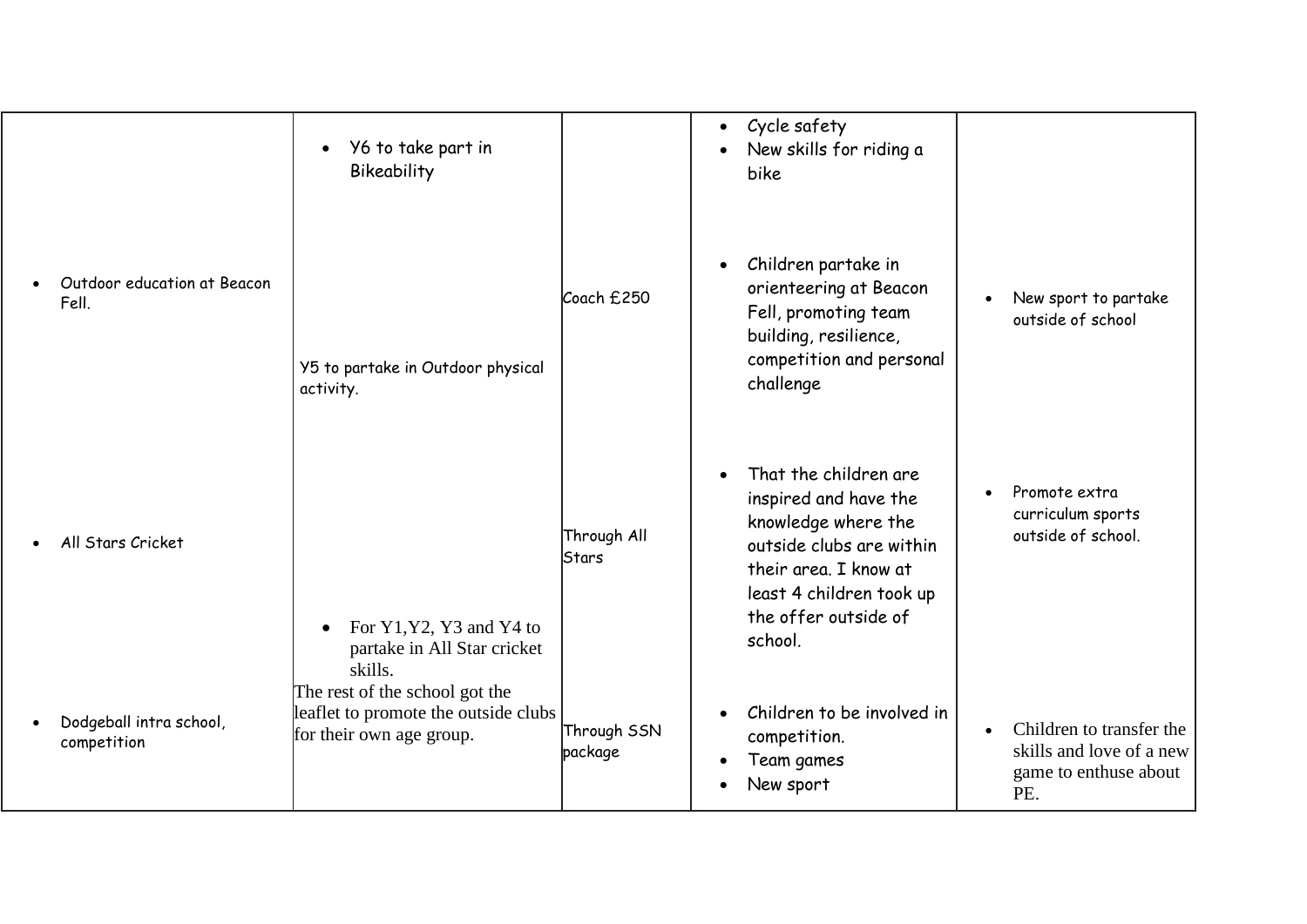|  |  |  |  |  |
|---|---|---|---|---|
|  | • Y6 to take part in Bikeability |  | • Cycle safety<br>• New skills for riding a bike |  |
| • Outdoor education at Beacon Fell. | Y5 to partake in Outdoor physical activity. | Coach £250 | • Children partake in orienteering at Beacon Fell, promoting team building, resilience, competition and personal challenge | • New sport to partake outside of school |
| • All Stars Cricket | • For Y1,Y2, Y3 and Y4 to partake in All Star cricket skills.<br>The rest of the school got the leaflet to promote the outside clubs for their own age group. | Through All Stars | • That the children are inspired and have the knowledge where the outside clubs are within their area. I know at least 4 children took up the offer outside of school. | • Promote extra curriculum sports outside of school. |
| • Dodgeball intra school, competition |  | Through SSN package | • Children to be involved in competition.<br>• Team games<br>• New sport | • Children to transfer the skills and love of a new game to enthuse about PE. |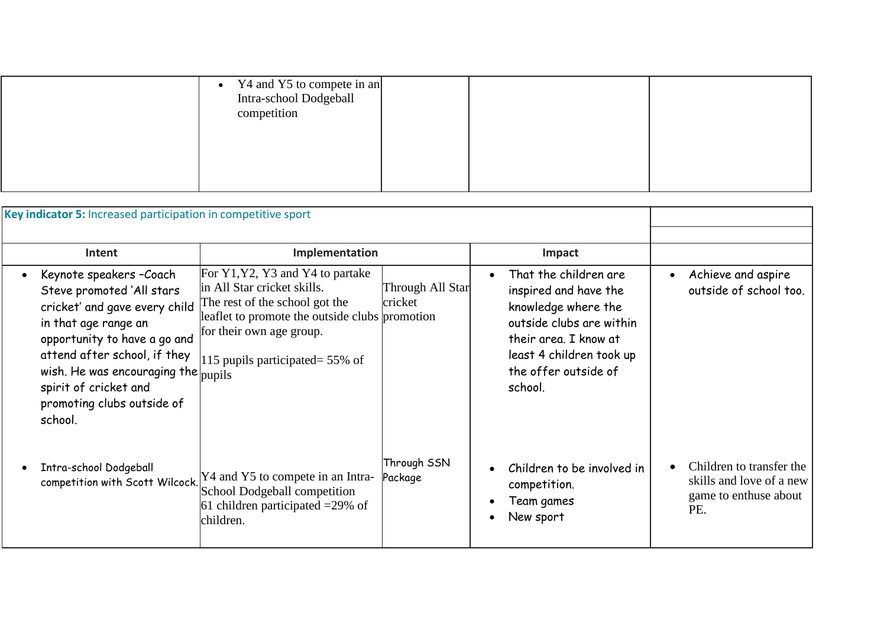| | | | | |
|---|---|---|---|---|
| | • Y4 and Y5 to compete in an Intra-school Dodgeball competition | | | |

| **Key indicator 5:** Increased participation in competitive sport | | | | |
|---|---|---|---|---|
| **Intent** | **Implementation** | | **Impact** | |
| • Keynote speakers –Coach Steve promoted 'All stars cricket' and gave every child in that age range an opportunity to have a go and attend after school, if they wish. He was encouraging the spirit of cricket and promoting clubs outside of school. | For Y1,Y2, Y3 and Y4 to partake in All Star cricket skills. The rest of the school got the leaflet to promote the outside clubs for their own age group.<br><br>115 pupils participated= 55% of pupils | Through All Star cricket promotion | • That the children are inspired and have the knowledge where the outside clubs are within their area. I know at least 4 children took up the offer outside of school. | • Achieve and aspire outside of school too. |
| • Intra-school Dodgeball competition with Scott Wilcock. | Y4 and Y5 to compete in an Intra-School Dodgeball competition<br>61 children participated =29% of children. | Through SSN Package | • Children to be involved in competition.<br>• Team games<br>• New sport | • Children to transfer the skills and love of a new game to enthuse about PE. |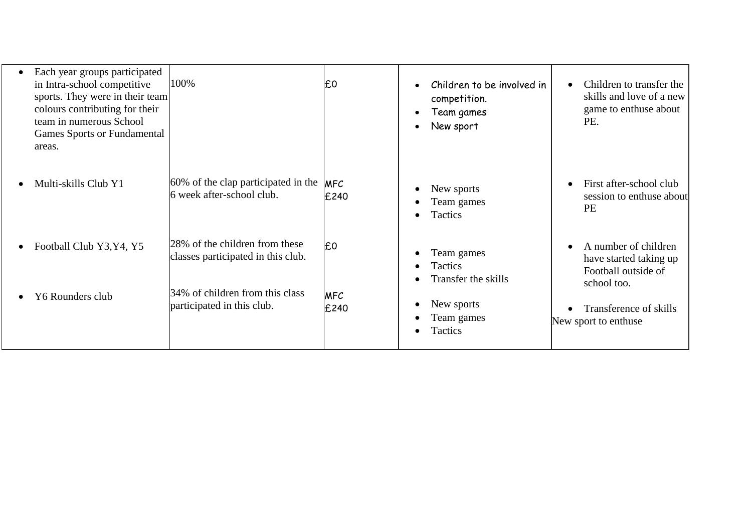| | | | | |
|---|---|---|---|---|
| • Each year groups participated in Intra-school competitive sports. They were in their team colours contributing for their team in numerous School Games Sports or Fundamental areas. | 100% | £0 | • Children to be involved in competition.<br>• Team games<br>• New sport | • Children to transfer the skills and love of a new game to enthuse about PE. |
| • Multi-skills Club Y1 | 60% of the clap participated in the 6 week after-school club. | MFC £240 | • New sports<br>• Team games<br>• Tactics | • First after-school club session to enthuse about PE |
| • Football Club Y3,Y4, Y5 | 28% of the children from these classes participated in this club. | £0 | • Team games<br>• Tactics<br>• Transfer the skills | • A number of children have started taking up Football outside of school too. |
| • Y6 Rounders club | 34% of children from this class participated in this club. | MFC £240 | • New sports<br>• Team games<br>• Tactics | • Transference of skills<br>New sport to enthuse |